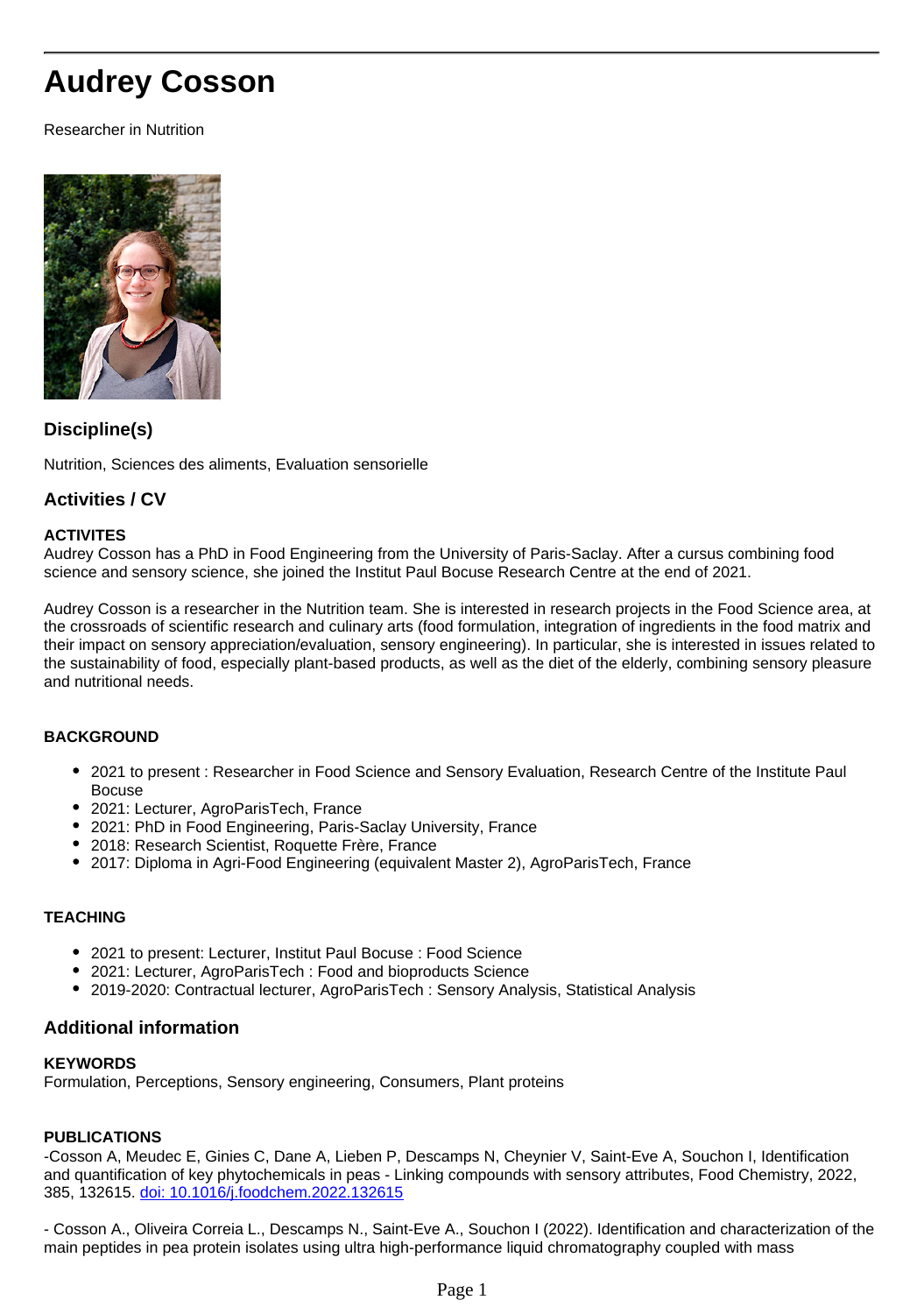# Audrey Cosson

Researcher in Nutrition

## Discipline(s)

Nutrition, Sciences des aliments, Evaluation sensorielle

## Activities / CV

**ACTIVITES**

Audrey Cosson has a PhD in Food Engineering from the University of Paris-Saclay. After a cursus combining food science and sensory science, she joined the Institut Paul Bocuse Research Centre at the end of 2021.

Audrey Cosson is a researcher in the Nutrition team. She is interested in research projects in the Food Science area, at the crossroads of scientific research and culinary arts (food formulation, integration of ingredients in the food matrix and their impact on sensory appreciation/evaluation, sensory engineering). In particular, she is interested in issues related to the sustainability of food, especially plant-based products, as well as the diet of the elderly, combining sensory pleasure and nutritional needs.

**BACKGROUND**

- 2021 to present : Researcher in Food Science and Sensory Evaluation, Research Centre of the Institute Paul Bocuse
- 2021: Lecturer, AgroParisTech, France
- 2021: PhD in Food Engineering, Paris-Saclay University, France
- 2018: Research Scientist, Roquette Frère, France
- 2017: Diploma in Agri-Food Engineering (equivalent Master 2), AgroParisTech, France

**TEACHING**

- 2021 to present: Lecturer, Institut Paul Bocuse : Food Science
- 2021: Lecturer, AgroParisTech : Food and bioproducts Science
- 2019-2020: Contractual lecturer, AgroParisTech : Sensory Analysis, Statistical Analysis

## Additional information

**KEYWORDS**

Formulation, Perceptions, Sensory engineering, Consumers, Plant proteins

**PUBLICATIONS**

-Cosson A, Meudec E, Ginies C, Dane A, Lieben P, Descamps N, Cheynier V, Saint-Eve A, Souchon I, Identification and quantification of key phytochemicals in peas - Linking compounds with sensory attributes, Food Chemistry, 2022, 385, 132615. [doi: 10.1016/j.foodchem.2022.132615](https://doi.org/10.1016/j.foodchem.2022.132615)

- Cosson A., Oliveira Correia L., Descamps N., Saint-Eve A., Souchon I (2022). Identification and characterization of the main peptides in pea protein isolates using ultra high-performance liquid chromatography coupled with mass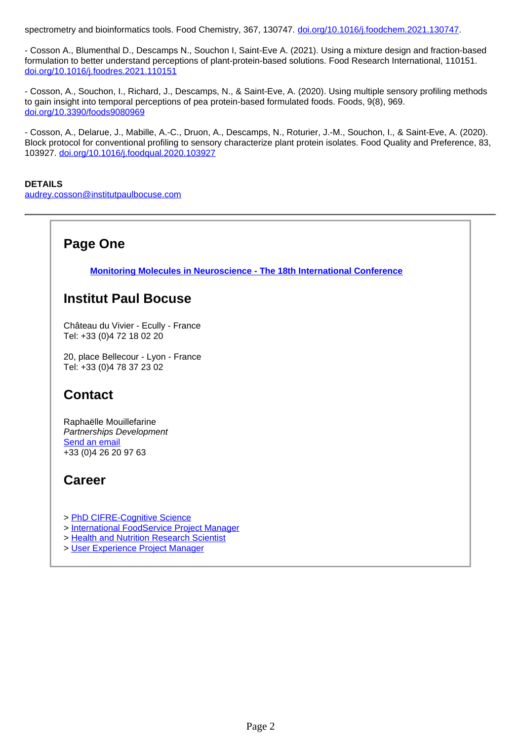spectrometry and bioinformatics tools. Food Chemistry, 367, 130747. doi.org/10.1016/j.foodchem.2021.130747.

- Cosson A., Blumenthal D., Descamps N., Souchon I, Saint-Eve A. (2021). Using a mixture design and fraction-based formulation to better understand perceptions of plant-protein-based solutions. Food Research International, 110151. doi.org/10.1016/j.foodres.2021.110151

- Cosson, A., Souchon, I., Richard, J., Descamps, N., & Saint-Eve, A. (2020). Using multiple sensory profiling methods to gain insight into temporal perceptions of pea protein-based formulated foods. Foods, 9(8), 969. doi.org/10.3390/foods9080969

- Cosson, A., Delarue, J., Mabille, A.-C., Druon, A., Descamps, N., Roturier, J.-M., Souchon, I., & Saint-Eve, A. (2020). Block protocol for conventional profiling to sensory characterize plant protein isolates. Food Quality and Preference, 83, 103927. doi.org/10.1016/j.foodqual.2020.103927

**DETAILS**

audrey.cosson@institutpaulbocuse.com

---

## Page One

**Monitoring Molecules in Neuroscience - The 18th International Conference**

## Institut Paul Bocuse

Château du Vivier - Ecully - France
Tel: +33 (0)4 72 18 02 20

20, place Bellecour - Lyon - France
Tel: +33 (0)4 78 37 23 02

## Contact

Raphaëlle Mouillefarine
*Partnerships Development*
Send an email
+33 (0)4 26 20 97 63

## Career

> PhD CIFRE-Cognitive Science
> International FoodService Project Manager
> Health and Nutrition Research Scientist
> User Experience Project Manager